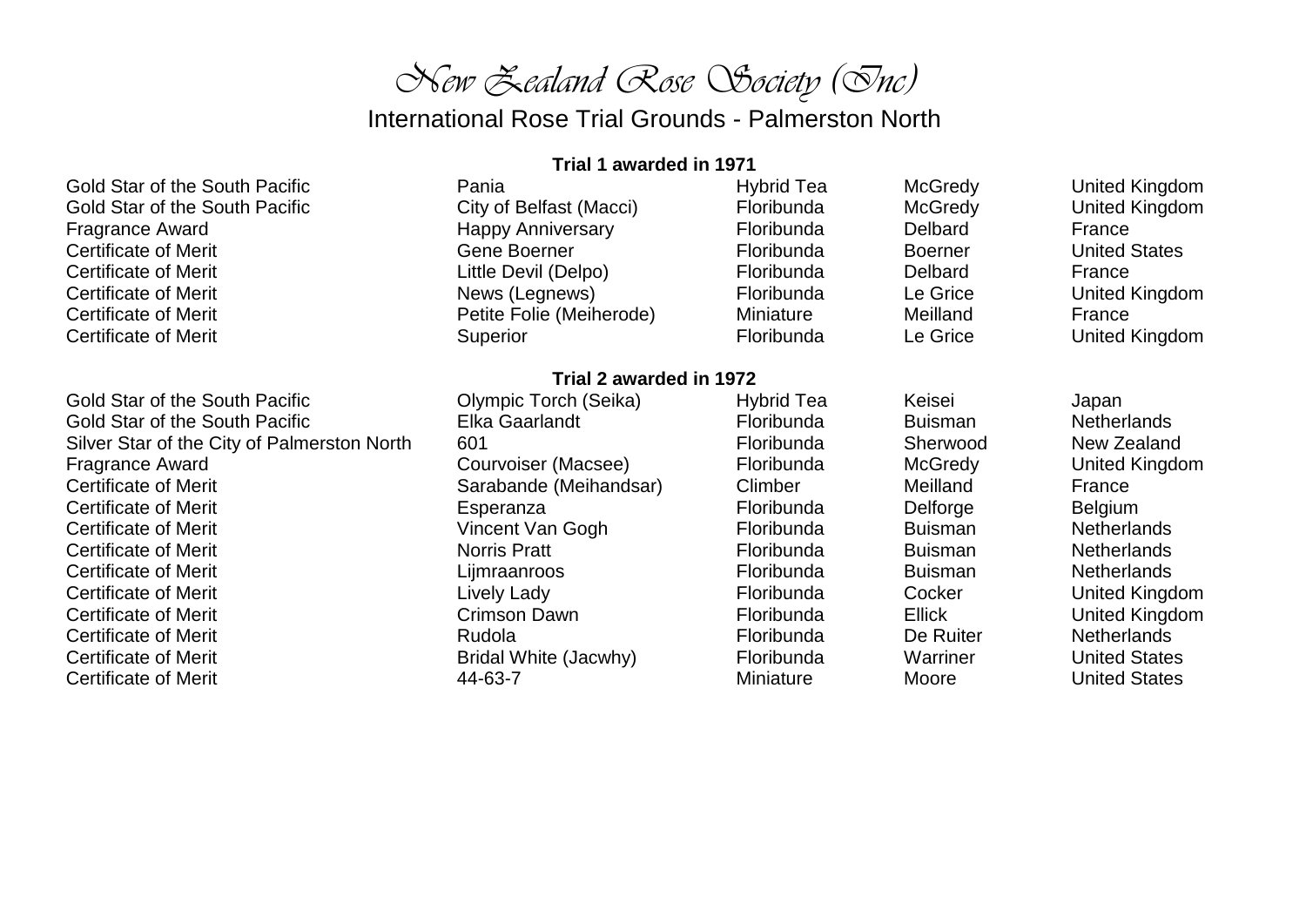# New Zealand Rose Society (Inc)

## International Rose Trial Grounds - Palmerston North

### Trial 1 awarded in 1971

| | | | | |
|---|---|---|---|---|
| Gold Star of the South Pacific | Pania | Hybrid Tea | McGredy | United Kingdom |
| Gold Star of the South Pacific | City of Belfast (Macci) | Floribunda | McGredy | United Kingdom |
| Fragrance Award | Happy Anniversary | Floribunda | Delbard | France |
| Certificate of Merit | Gene Boerner | Floribunda | Boerner | United States |
| Certificate of Merit | Little Devil (Delpo) | Floribunda | Delbard | France |
| Certificate of Merit | News (Legnews) | Floribunda | Le Grice | United Kingdom |
| Certificate of Merit | Petite Folie (Meiherode) | Miniature | Meilland | France |
| Certificate of Merit | Superior | Floribunda | Le Grice | United Kingdom |

### Trial 2 awarded in 1972

| | | | | |
|---|---|---|---|---|
| Gold Star of the South Pacific | Olympic Torch (Seika) | Hybrid Tea | Keisei | Japan |
| Gold Star of the South Pacific | Elka Gaarlandt | Floribunda | Buisman | Netherlands |
| Silver Star of the City of Palmerston North | 601 | Floribunda | Sherwood | New Zealand |
| Fragrance Award | Courvoiser (Macsee) | Floribunda | McGredy | United Kingdom |
| Certificate of Merit | Sarabande (Meihandsar) | Climber | Meilland | France |
| Certificate of Merit | Esperanza | Floribunda | Delforge | Belgium |
| Certificate of Merit | Vincent Van Gogh | Floribunda | Buisman | Netherlands |
| Certificate of Merit | Norris Pratt | Floribunda | Buisman | Netherlands |
| Certificate of Merit | Lijmraanroos | Floribunda | Buisman | Netherlands |
| Certificate of Merit | Lively Lady | Floribunda | Cocker | United Kingdom |
| Certificate of Merit | Crimson Dawn | Floribunda | Ellick | United Kingdom |
| Certificate of Merit | Rudola | Floribunda | De Ruiter | Netherlands |
| Certificate of Merit | Bridal White (Jacwhy) | Floribunda | Warriner | United States |
| Certificate of Merit | 44-63-7 | Miniature | Moore | United States |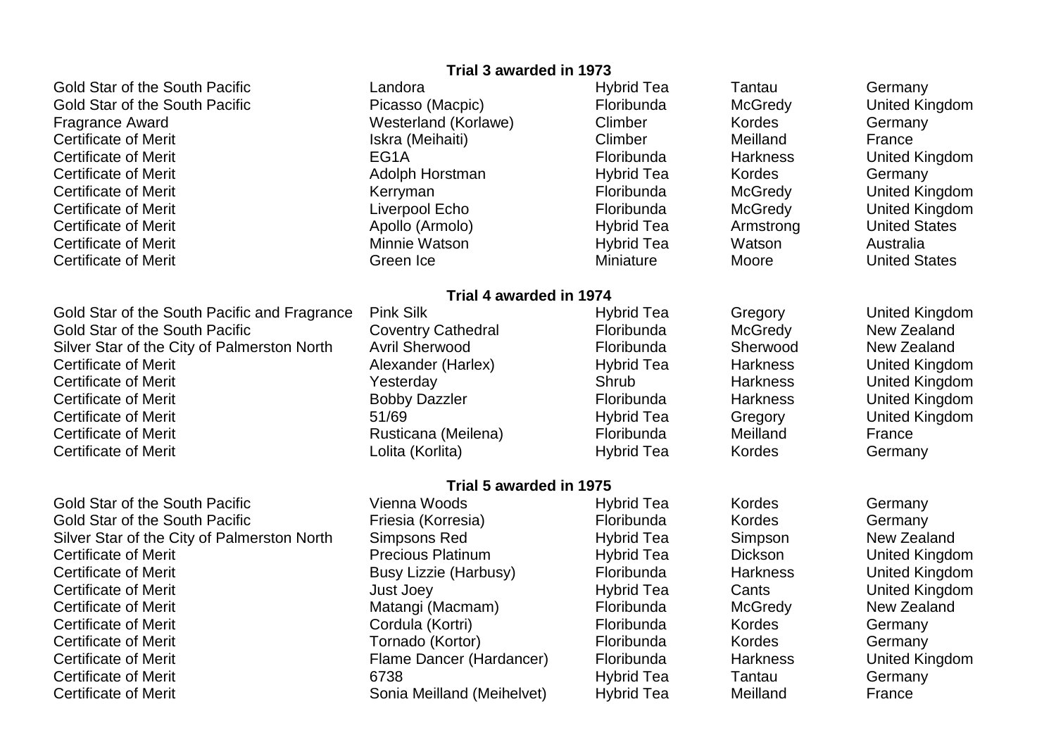**Trial 3 awarded in 1973**

| | | | | |
|---|---|---|---|---|
| Gold Star of the South Pacific | Landora | Hybrid Tea | Tantau | Germany |
| Gold Star of the South Pacific | Picasso (Macpic) | Floribunda | McGredy | United Kingdom |
| Fragrance Award | Westerland (Korlawe) | Climber | Kordes | Germany |
| Certificate of Merit | Iskra (Meihaiti) | Climber | Meilland | France |
| Certificate of Merit | EG1A | Floribunda | Harkness | United Kingdom |
| Certificate of Merit | Adolph Horstman | Hybrid Tea | Kordes | Germany |
| Certificate of Merit | Kerryman | Floribunda | McGredy | United Kingdom |
| Certificate of Merit | Liverpool Echo | Floribunda | McGredy | United Kingdom |
| Certificate of Merit | Apollo (Armolo) | Hybrid Tea | Armstrong | United States |
| Certificate of Merit | Minnie Watson | Hybrid Tea | Watson | Australia |
| Certificate of Merit | Green Ice | Miniature | Moore | United States |

**Trial 4 awarded in 1974**

| | | | | |
|---|---|---|---|---|
| Gold Star of the South Pacific and Fragrance | Pink Silk | Hybrid Tea | Gregory | United Kingdom |
| Gold Star of the South Pacific | Coventry Cathedral | Floribunda | McGredy | New Zealand |
| Silver Star of the City of Palmerston North | Avril Sherwood | Floribunda | Sherwood | New Zealand |
| Certificate of Merit | Alexander (Harlex) | Hybrid Tea | Harkness | United Kingdom |
| Certificate of Merit | Yesterday | Shrub | Harkness | United Kingdom |
| Certificate of Merit | Bobby Dazzler | Floribunda | Harkness | United Kingdom |
| Certificate of Merit | 51/69 | Hybrid Tea | Gregory | United Kingdom |
| Certificate of Merit | Rusticana (Meilena) | Floribunda | Meilland | France |
| Certificate of Merit | Lolita (Korlita) | Hybrid Tea | Kordes | Germany |

**Trial 5 awarded in 1975**

| | | | | |
|---|---|---|---|---|
| Gold Star of the South Pacific | Vienna Woods | Hybrid Tea | Kordes | Germany |
| Gold Star of the South Pacific | Friesia (Korresia) | Floribunda | Kordes | Germany |
| Silver Star of the City of Palmerston North | Simpsons Red | Hybrid Tea | Simpson | New Zealand |
| Certificate of Merit | Precious Platinum | Hybrid Tea | Dickson | United Kingdom |
| Certificate of Merit | Busy Lizzie (Harbusy) | Floribunda | Harkness | United Kingdom |
| Certificate of Merit | Just Joey | Hybrid Tea | Cants | United Kingdom |
| Certificate of Merit | Matangi (Macmam) | Floribunda | McGredy | New Zealand |
| Certificate of Merit | Cordula (Kortri) | Floribunda | Kordes | Germany |
| Certificate of Merit | Tornado (Kortor) | Floribunda | Kordes | Germany |
| Certificate of Merit | Flame Dancer (Hardancer) | Floribunda | Harkness | United Kingdom |
| Certificate of Merit | 6738 | Hybrid Tea | Tantau | Germany |
| Certificate of Merit | Sonia Meilland (Meihelvet) | Hybrid Tea | Meilland | France |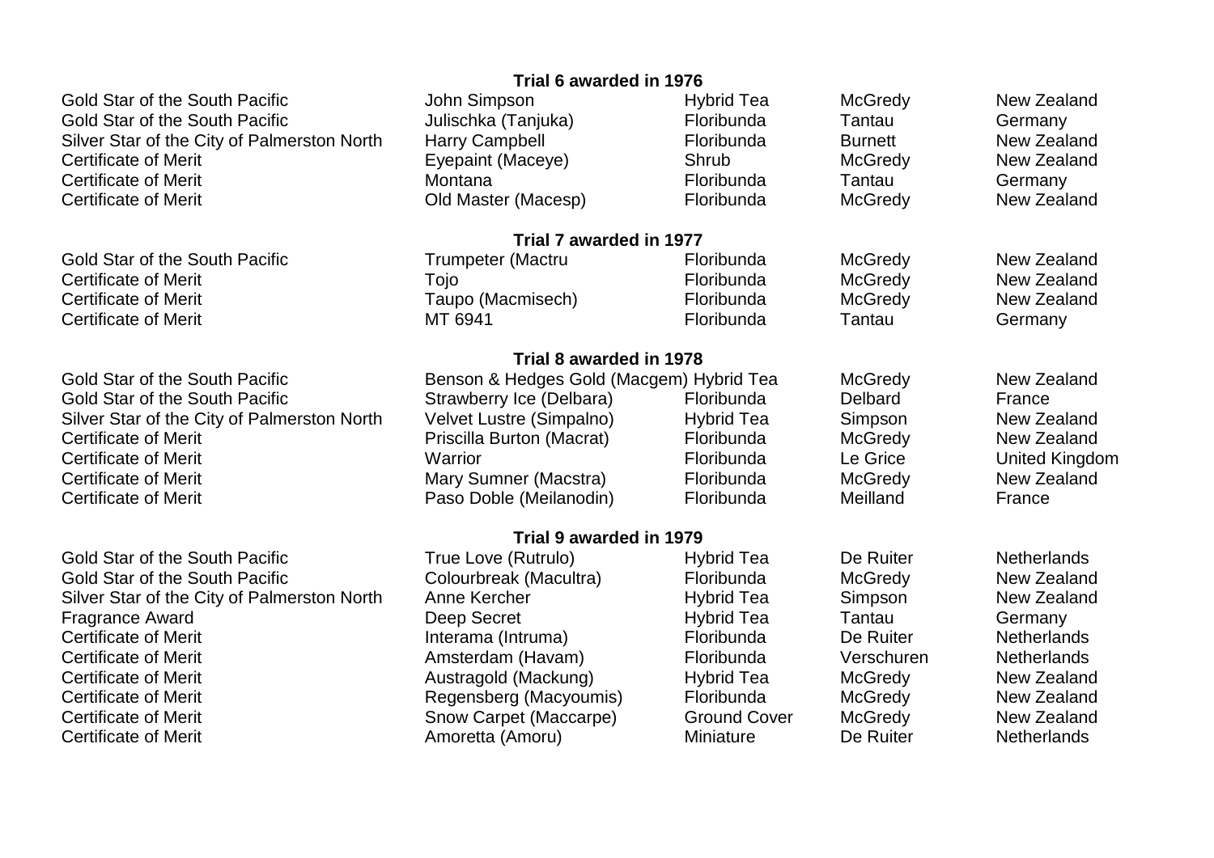**Trial 6 awarded in 1976**

| | | | | |
|---|---|---|---|---|
| Gold Star of the South Pacific | John Simpson | Hybrid Tea | McGredy | New Zealand |
| Gold Star of the South Pacific | Julischka (Tanjuka) | Floribunda | Tantau | Germany |
| Silver Star of the City of Palmerston North | Harry Campbell | Floribunda | Burnett | New Zealand |
| Certificate of Merit | Eyepaint (Maceye) | Shrub | McGredy | New Zealand |
| Certificate of Merit | Montana | Floribunda | Tantau | Germany |
| Certificate of Merit | Old Master (Macesp) | Floribunda | McGredy | New Zealand |

**Trial 7 awarded in 1977**

| | | | | |
|---|---|---|---|---|
| Gold Star of the South Pacific | Trumpeter (Mactru | Floribunda | McGredy | New Zealand |
| Certificate of Merit | Tojo | Floribunda | McGredy | New Zealand |
| Certificate of Merit | Taupo (Macmisech) | Floribunda | McGredy | New Zealand |
| Certificate of Merit | MT 6941 | Floribunda | Tantau | Germany |

**Trial 8 awarded in 1978**

| | | | | |
|---|---|---|---|---|
| Gold Star of the South Pacific | Benson & Hedges Gold (Macgem) | Hybrid Tea | McGredy | New Zealand |
| Gold Star of the South Pacific | Strawberry Ice (Delbara) | Floribunda | Delbard | France |
| Silver Star of the City of Palmerston North | Velvet Lustre (Simpalno) | Hybrid Tea | Simpson | New Zealand |
| Certificate of Merit | Priscilla Burton (Macrat) | Floribunda | McGredy | New Zealand |
| Certificate of Merit | Warrior | Floribunda | Le Grice | United Kingdom |
| Certificate of Merit | Mary Sumner (Macstra) | Floribunda | McGredy | New Zealand |
| Certificate of Merit | Paso Doble (Meilanodin) | Floribunda | Meilland | France |

**Trial 9 awarded in 1979**

| | | | | |
|---|---|---|---|---|
| Gold Star of the South Pacific | True Love (Rutrulo) | Hybrid Tea | De Ruiter | Netherlands |
| Gold Star of the South Pacific | Colourbreak (Macultra) | Floribunda | McGredy | New Zealand |
| Silver Star of the City of Palmerston North | Anne Kercher | Hybrid Tea | Simpson | New Zealand |
| Fragrance Award | Deep Secret | Hybrid Tea | Tantau | Germany |
| Certificate of Merit | Interama (Intruma) | Floribunda | De Ruiter | Netherlands |
| Certificate of Merit | Amsterdam (Havam) | Floribunda | Verschuren | Netherlands |
| Certificate of Merit | Austragold (Mackung) | Hybrid Tea | McGredy | New Zealand |
| Certificate of Merit | Regensberg (Macyoumis) | Floribunda | McGredy | New Zealand |
| Certificate of Merit | Snow Carpet (Maccarpe) | Ground Cover | McGredy | New Zealand |
| Certificate of Merit | Amoretta (Amoru) | Miniature | De Ruiter | Netherlands |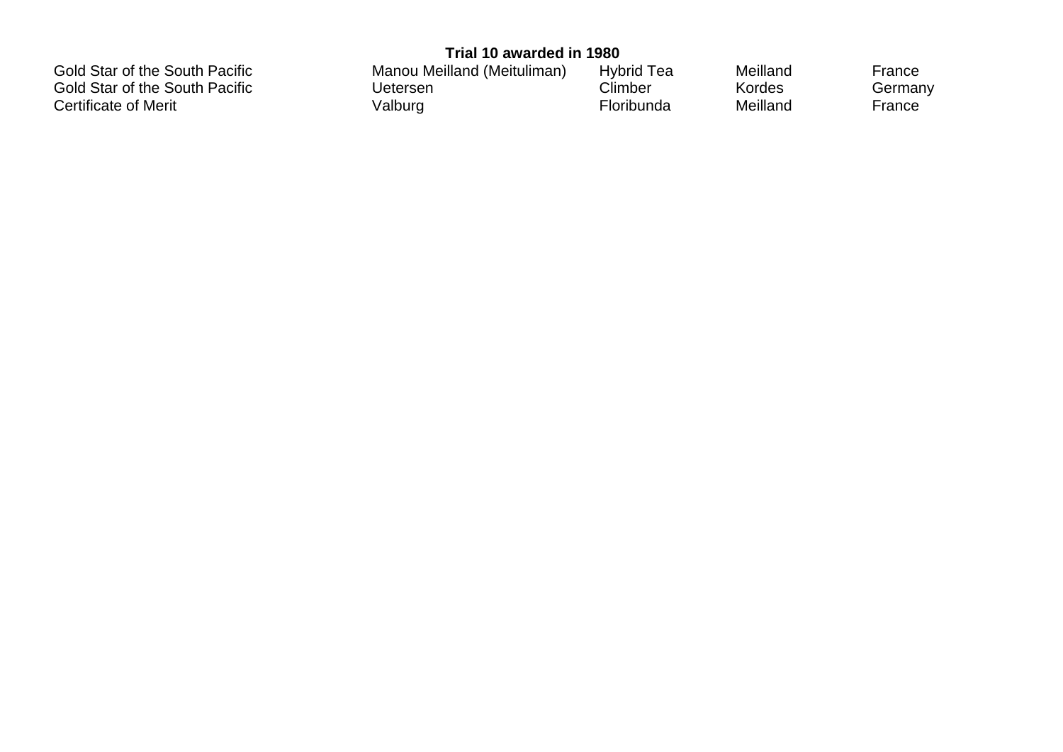**Trial 10 awarded in 1980**

| | | | | |
|---|---|---|---|---|
| Gold Star of the South Pacific | Manou Meilland (Meituliman) | Hybrid Tea | Meilland | France |
| Gold Star of the South Pacific | Uetersen | Climber | Kordes | Germany |
| Certificate of Merit | Valburg | Floribunda | Meilland | France |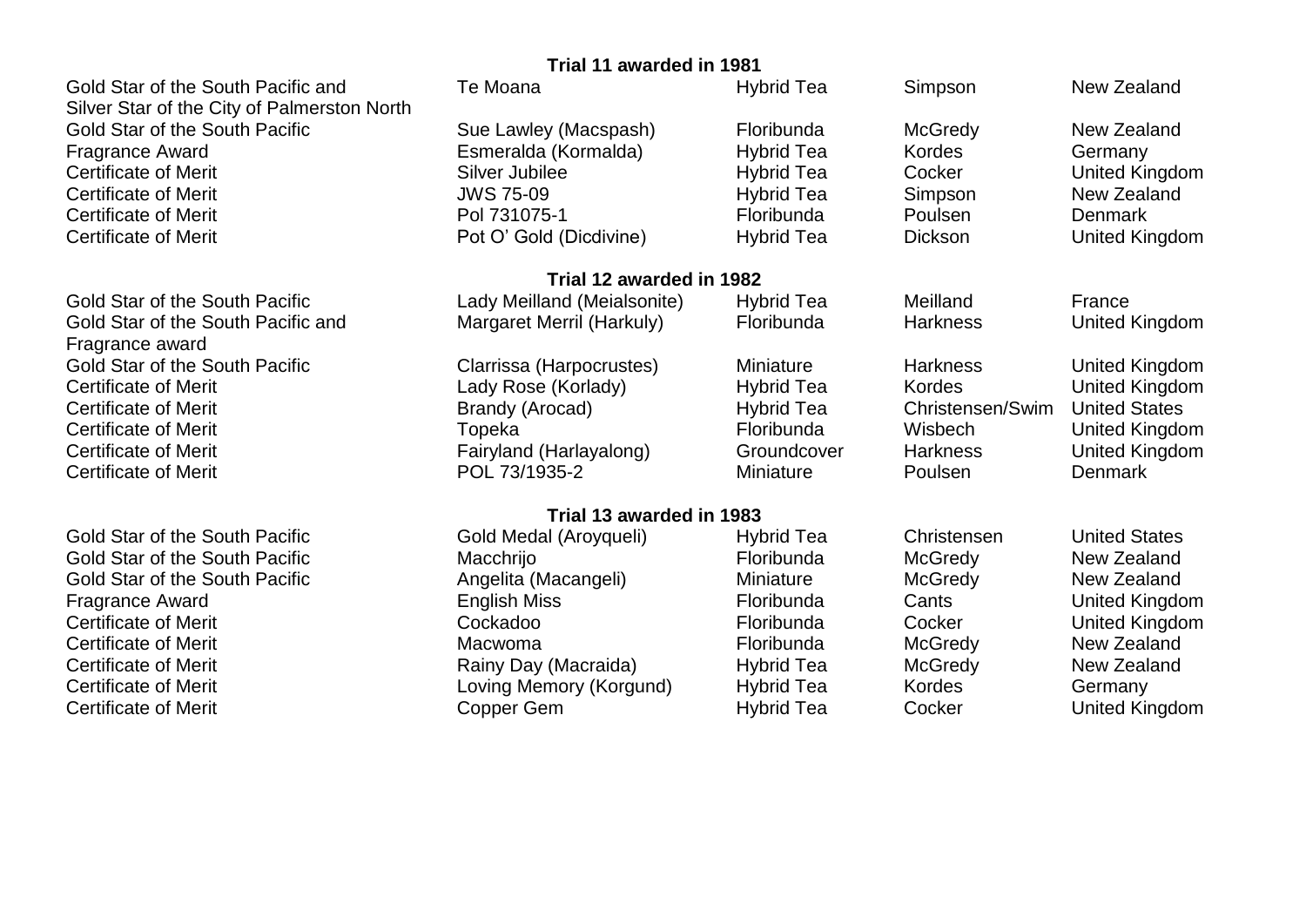### Trial 11 awarded in 1981

| | | | | |
|---|---|---|---|---|
| Gold Star of the South Pacific and Silver Star of the City of Palmerston North | Te Moana | Hybrid Tea | Simpson | New Zealand |
| Gold Star of the South Pacific | Sue Lawley (Macspash) | Floribunda | McGredy | New Zealand |
| Fragrance Award | Esmeralda (Kormalda) | Hybrid Tea | Kordes | Germany |
| Certificate of Merit | Silver Jubilee | Hybrid Tea | Cocker | United Kingdom |
| Certificate of Merit | JWS 75-09 | Hybrid Tea | Simpson | New Zealand |
| Certificate of Merit | Pol 731075-1 | Floribunda | Poulsen | Denmark |
| Certificate of Merit | Pot O' Gold (Dicdivine) | Hybrid Tea | Dickson | United Kingdom |

### Trial 12 awarded in 1982

| | | | | |
|---|---|---|---|---|
| Gold Star of the South Pacific | Lady Meilland (Meialsonite) | Hybrid Tea | Meilland | France |
| Gold Star of the South Pacific and Fragrance award | Margaret Merril (Harkuly) | Floribunda | Harkness | United Kingdom |
| Gold Star of the South Pacific | Clarrissa (Harpocrustes) | Miniature | Harkness | United Kingdom |
| Certificate of Merit | Lady Rose (Korlady) | Hybrid Tea | Kordes | United Kingdom |
| Certificate of Merit | Brandy (Arocad) | Hybrid Tea | Christensen/Swim | United States |
| Certificate of Merit | Topeka | Floribunda | Wisbech | United Kingdom |
| Certificate of Merit | Fairyland (Harlayalong) | Groundcover | Harkness | United Kingdom |
| Certificate of Merit | POL 73/1935-2 | Miniature | Poulsen | Denmark |

### Trial 13 awarded in 1983

| | | | | |
|---|---|---|---|---|
| Gold Star of the South Pacific | Gold Medal (Aroyqueli) | Hybrid Tea | Christensen | United States |
| Gold Star of the South Pacific | Macchrijo | Floribunda | McGredy | New Zealand |
| Gold Star of the South Pacific | Angelita (Macangeli) | Miniature | McGredy | New Zealand |
| Fragrance Award | English Miss | Floribunda | Cants | United Kingdom |
| Certificate of Merit | Cockadoo | Floribunda | Cocker | United Kingdom |
| Certificate of Merit | Macwoma | Floribunda | McGredy | New Zealand |
| Certificate of Merit | Rainy Day (Macraida) | Hybrid Tea | McGredy | New Zealand |
| Certificate of Merit | Loving Memory (Korgund) | Hybrid Tea | Kordes | Germany |
| Certificate of Merit | Copper Gem | Hybrid Tea | Cocker | United Kingdom |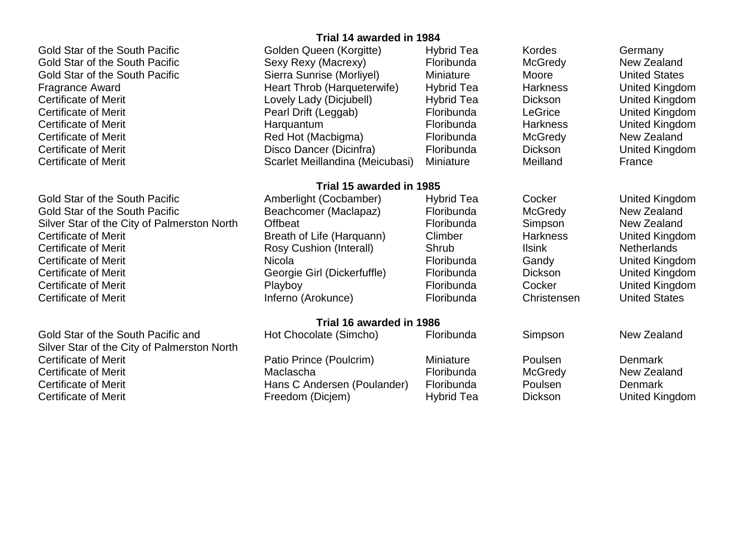### Trial 14 awarded in 1984

| | | | | |
|---|---|---|---|---|
| Gold Star of the South Pacific | Golden Queen (Korgitte) | Hybrid Tea | Kordes | Germany |
| Gold Star of the South Pacific | Sexy Rexy (Macrexy) | Floribunda | McGredy | New Zealand |
| Gold Star of the South Pacific | Sierra Sunrise (Morliyel) | Miniature | Moore | United States |
| Fragrance Award | Heart Throb (Harqueterwife) | Hybrid Tea | Harkness | United Kingdom |
| Certificate of Merit | Lovely Lady (Dicjubell) | Hybrid Tea | Dickson | United Kingdom |
| Certificate of Merit | Pearl Drift (Leggab) | Floribunda | LeGrice | United Kingdom |
| Certificate of Merit | Harquantum | Floribunda | Harkness | United Kingdom |
| Certificate of Merit | Red Hot (Macbigma) | Floribunda | McGredy | New Zealand |
| Certificate of Merit | Disco Dancer (Dicinfra) | Floribunda | Dickson | United Kingdom |
| Certificate of Merit | Scarlet Meillandina (Meicubasi) | Miniature | Meilland | France |

### Trial 15 awarded in 1985

| | | | | |
|---|---|---|---|---|
| Gold Star of the South Pacific | Amberlight (Cocbamber) | Hybrid Tea | Cocker | United Kingdom |
| Gold Star of the South Pacific | Beachcomer (Maclapaz) | Floribunda | McGredy | New Zealand |
| Silver Star of the City of Palmerston North | Offbeat | Floribunda | Simpson | New Zealand |
| Certificate of Merit | Breath of Life (Harquann) | Climber | Harkness | United Kingdom |
| Certificate of Merit | Rosy Cushion (Interall) | Shrub | Ilsink | Netherlands |
| Certificate of Merit | Nicola | Floribunda | Gandy | United Kingdom |
| Certificate of Merit | Georgie Girl (Dickerfuffle) | Floribunda | Dickson | United Kingdom |
| Certificate of Merit | Playboy | Floribunda | Cocker | United Kingdom |
| Certificate of Merit | Inferno (Arokunce) | Floribunda | Christensen | United States |

### Trial 16 awarded in 1986

| | | | | |
|---|---|---|---|---|
| Gold Star of the South Pacific and Silver Star of the City of Palmerston North | Hot Chocolate (Simcho) | Floribunda | Simpson | New Zealand |
| Certificate of Merit | Patio Prince (Poulcrim) | Miniature | Poulsen | Denmark |
| Certificate of Merit | Maclascha | Floribunda | McGredy | New Zealand |
| Certificate of Merit | Hans C Andersen (Poulander) | Floribunda | Poulsen | Denmark |
| Certificate of Merit | Freedom (Dicjem) | Hybrid Tea | Dickson | United Kingdom |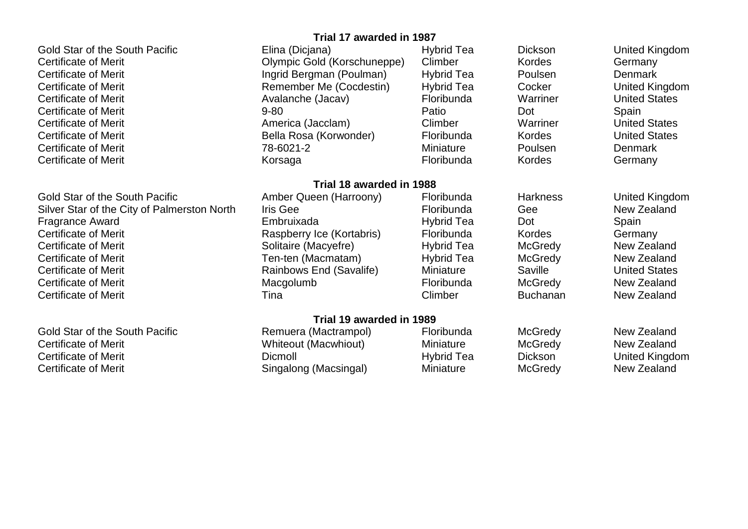**Trial 17 awarded in 1987**

| | | | | |
|---|---|---|---|---|
| Gold Star of the South Pacific | Elina (Dicjana) | Hybrid Tea | Dickson | United Kingdom |
| Certificate of Merit | Olympic Gold (Korschuneppe) | Climber | Kordes | Germany |
| Certificate of Merit | Ingrid Bergman (Poulman) | Hybrid Tea | Poulsen | Denmark |
| Certificate of Merit | Remember Me (Cocdestin) | Hybrid Tea | Cocker | United Kingdom |
| Certificate of Merit | Avalanche (Jacav) | Floribunda | Warriner | United States |
| Certificate of Merit | 9-80 | Patio | Dot | Spain |
| Certificate of Merit | America (Jacclam) | Climber | Warriner | United States |
| Certificate of Merit | Bella Rosa (Korwonder) | Floribunda | Kordes | United States |
| Certificate of Merit | 78-6021-2 | Miniature | Poulsen | Denmark |
| Certificate of Merit | Korsaga | Floribunda | Kordes | Germany |

**Trial 18 awarded in 1988**

| | | | | |
|---|---|---|---|---|
| Gold Star of the South Pacific | Amber Queen (Harroony) | Floribunda | Harkness | United Kingdom |
| Silver Star of the City of Palmerston North | Iris Gee | Floribunda | Gee | New Zealand |
| Fragrance Award | Embruixada | Hybrid Tea | Dot | Spain |
| Certificate of Merit | Raspberry Ice (Kortabris) | Floribunda | Kordes | Germany |
| Certificate of Merit | Solitaire (Macyefre) | Hybrid Tea | McGredy | New Zealand |
| Certificate of Merit | Ten-ten (Macmatam) | Hybrid Tea | McGredy | New Zealand |
| Certificate of Merit | Rainbows End (Savalife) | Miniature | Saville | United States |
| Certificate of Merit | Macgolumb | Floribunda | McGredy | New Zealand |
| Certificate of Merit | Tina | Climber | Buchanan | New Zealand |

**Trial 19 awarded in 1989**

| | | | | |
|---|---|---|---|---|
| Gold Star of the South Pacific | Remuera (Mactrampol) | Floribunda | McGredy | New Zealand |
| Certificate of Merit | Whiteout (Macwhiout) | Miniature | McGredy | New Zealand |
| Certificate of Merit | Dicmoll | Hybrid Tea | Dickson | United Kingdom |
| Certificate of Merit | Singalong (Macsingal) | Miniature | McGredy | New Zealand |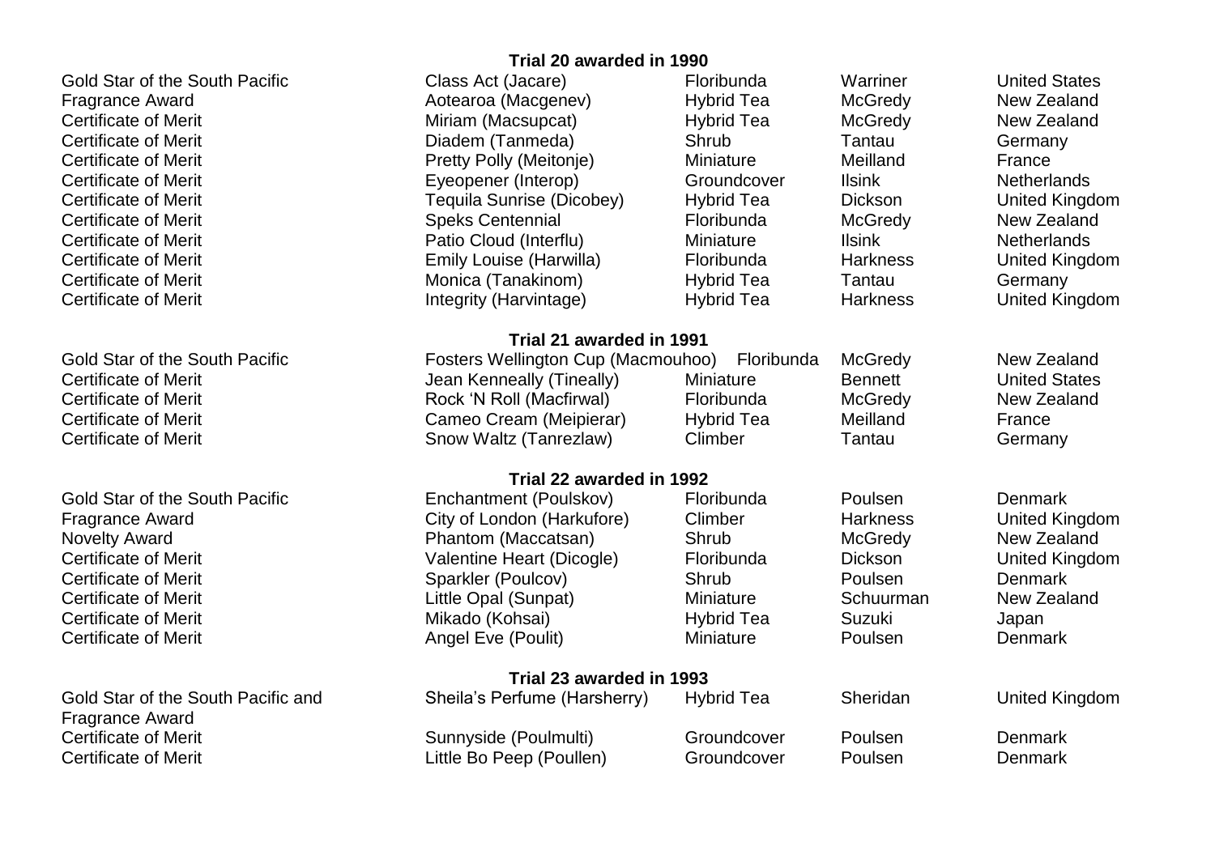**Trial 20 awarded in 1990**

| | | | | |
|---|---|---|---|---|
| Gold Star of the South Pacific | Class Act (Jacare) | Floribunda | Warriner | United States |
| Fragrance Award | Aotearoa (Macgenev) | Hybrid Tea | McGredy | New Zealand |
| Certificate of Merit | Miriam (Macsupcat) | Hybrid Tea | McGredy | New Zealand |
| Certificate of Merit | Diadem (Tanmeda) | Shrub | Tantau | Germany |
| Certificate of Merit | Pretty Polly (Meitonje) | Miniature | Meilland | France |
| Certificate of Merit | Eyeopener (Interop) | Groundcover | Ilsink | Netherlands |
| Certificate of Merit | Tequila Sunrise (Dicobey) | Hybrid Tea | Dickson | United Kingdom |
| Certificate of Merit | Speks Centennial | Floribunda | McGredy | New Zealand |
| Certificate of Merit | Patio Cloud (Interflu) | Miniature | Ilsink | Netherlands |
| Certificate of Merit | Emily Louise (Harwilla) | Floribunda | Harkness | United Kingdom |
| Certificate of Merit | Monica (Tanakinom) | Hybrid Tea | Tantau | Germany |
| Certificate of Merit | Integrity (Harvintage) | Hybrid Tea | Harkness | United Kingdom |

**Trial 21 awarded in 1991**

| | | | | |
|---|---|---|---|---|
| Gold Star of the South Pacific | Fosters Wellington Cup (Macmouhoo) | Floribunda | McGredy | New Zealand |
| Certificate of Merit | Jean Kenneally (Tineally) | Miniature | Bennett | United States |
| Certificate of Merit | Rock 'N Roll (Macfirwal) | Floribunda | McGredy | New Zealand |
| Certificate of Merit | Cameo Cream (Meipierar) | Hybrid Tea | Meilland | France |
| Certificate of Merit | Snow Waltz (Tanrezlaw) | Climber | Tantau | Germany |

**Trial 22 awarded in 1992**

| | | | | |
|---|---|---|---|---|
| Gold Star of the South Pacific | Enchantment (Poulskov) | Floribunda | Poulsen | Denmark |
| Fragrance Award | City of London (Harkufore) | Climber | Harkness | United Kingdom |
| Novelty Award | Phantom (Maccatsan) | Shrub | McGredy | New Zealand |
| Certificate of Merit | Valentine Heart (Dicogle) | Floribunda | Dickson | United Kingdom |
| Certificate of Merit | Sparkler (Poulcov) | Shrub | Poulsen | Denmark |
| Certificate of Merit | Little Opal (Sunpat) | Miniature | Schuurman | New Zealand |
| Certificate of Merit | Mikado (Kohsai) | Hybrid Tea | Suzuki | Japan |
| Certificate of Merit | Angel Eve (Poulit) | Miniature | Poulsen | Denmark |

**Trial 23 awarded in 1993**

| | | | | |
|---|---|---|---|---|
| Gold Star of the South Pacific and Fragrance Award | Sheila's Perfume (Harsherry) | Hybrid Tea | Sheridan | United Kingdom |
| Certificate of Merit | Sunnyside (Poulmulti) | Groundcover | Poulsen | Denmark |
| Certificate of Merit | Little Bo Peep (Poullen) | Groundcover | Poulsen | Denmark |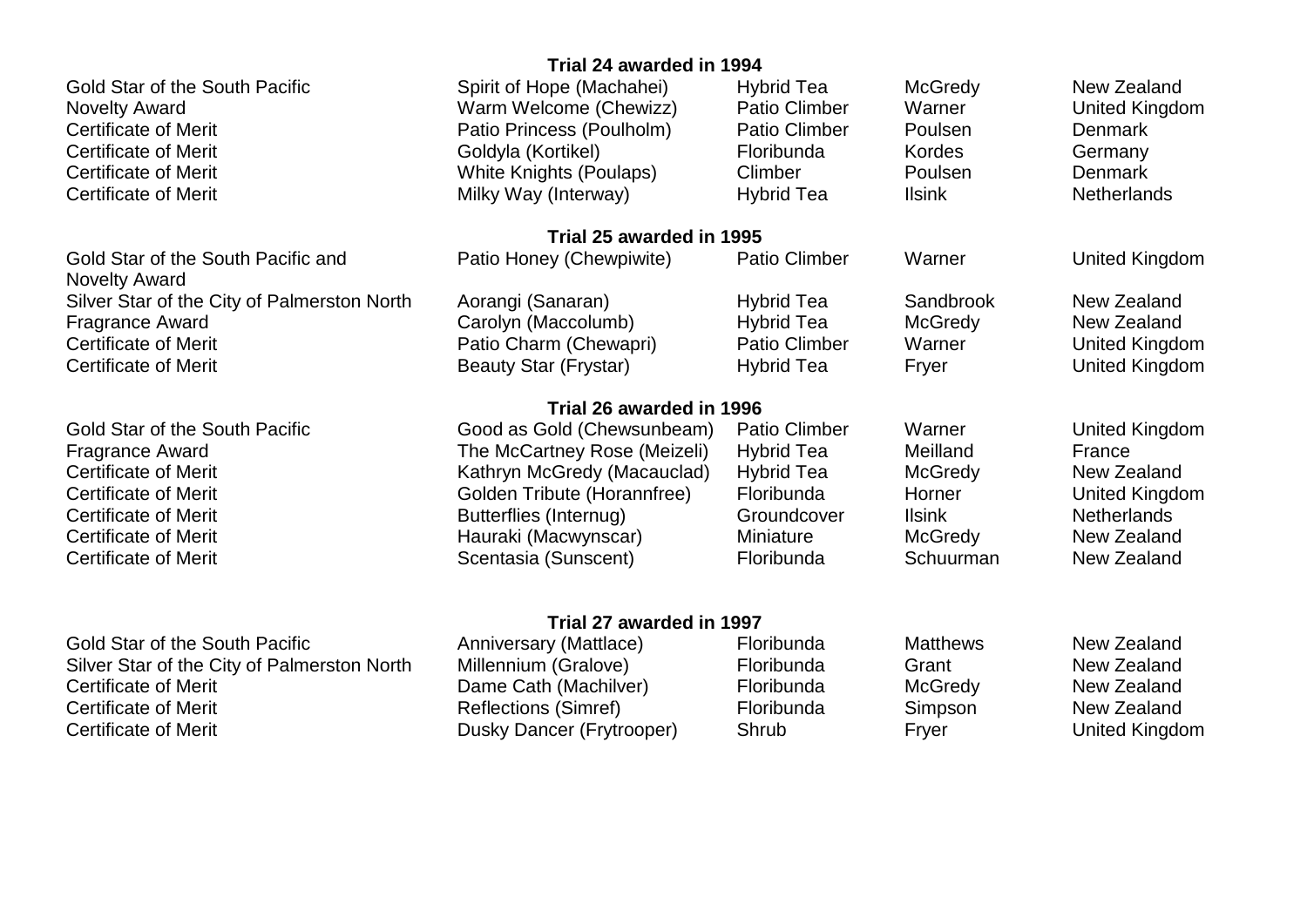**Trial 24 awarded in 1994**

| | | | | |
|---|---|---|---|---|
| Gold Star of the South Pacific | Spirit of Hope (Machahei) | Hybrid Tea | McGredy | New Zealand |
| Novelty Award | Warm Welcome (Chewizz) | Patio Climber | Warner | United Kingdom |
| Certificate of Merit | Patio Princess (Poulholm) | Patio Climber | Poulsen | Denmark |
| Certificate of Merit | Goldyla (Kortikel) | Floribunda | Kordes | Germany |
| Certificate of Merit | White Knights (Poulaps) | Climber | Poulsen | Denmark |
| Certificate of Merit | Milky Way (Interway) | Hybrid Tea | Ilsink | Netherlands |

**Trial 25 awarded in 1995**

| | | | | |
|---|---|---|---|---|
| Gold Star of the South Pacific and Novelty Award | Patio Honey (Chewpiwite) | Patio Climber | Warner | United Kingdom |
| Silver Star of the City of Palmerston North | Aorangi (Sanaran) | Hybrid Tea | Sandbrook | New Zealand |
| Fragrance Award | Carolyn (Maccolumb) | Hybrid Tea | McGredy | New Zealand |
| Certificate of Merit | Patio Charm (Chewapri) | Patio Climber | Warner | United Kingdom |
| Certificate of Merit | Beauty Star (Frystar) | Hybrid Tea | Fryer | United Kingdom |

**Trial 26 awarded in 1996**

| | | | | |
|---|---|---|---|---|
| Gold Star of the South Pacific | Good as Gold (Chewsunbeam) | Patio Climber | Warner | United Kingdom |
| Fragrance Award | The McCartney Rose (Meizeli) | Hybrid Tea | Meilland | France |
| Certificate of Merit | Kathryn McGredy (Macauclad) | Hybrid Tea | McGredy | New Zealand |
| Certificate of Merit | Golden Tribute (Horannfree) | Floribunda | Horner | United Kingdom |
| Certificate of Merit | Butterflies (Internug) | Groundcover | Ilsink | Netherlands |
| Certificate of Merit | Hauraki (Macwynscar) | Miniature | McGredy | New Zealand |
| Certificate of Merit | Scentasia (Sunscent) | Floribunda | Schuurman | New Zealand |

**Trial 27 awarded in 1997**

| | | | | |
|---|---|---|---|---|
| Gold Star of the South Pacific | Anniversary (Mattlace) | Floribunda | Matthews | New Zealand |
| Silver Star of the City of Palmerston North | Millennium (Gralove) | Floribunda | Grant | New Zealand |
| Certificate of Merit | Dame Cath (Machilver) | Floribunda | McGredy | New Zealand |
| Certificate of Merit | Reflections (Simref) | Floribunda | Simpson | New Zealand |
| Certificate of Merit | Dusky Dancer (Frytrooper) | Shrub | Fryer | United Kingdom |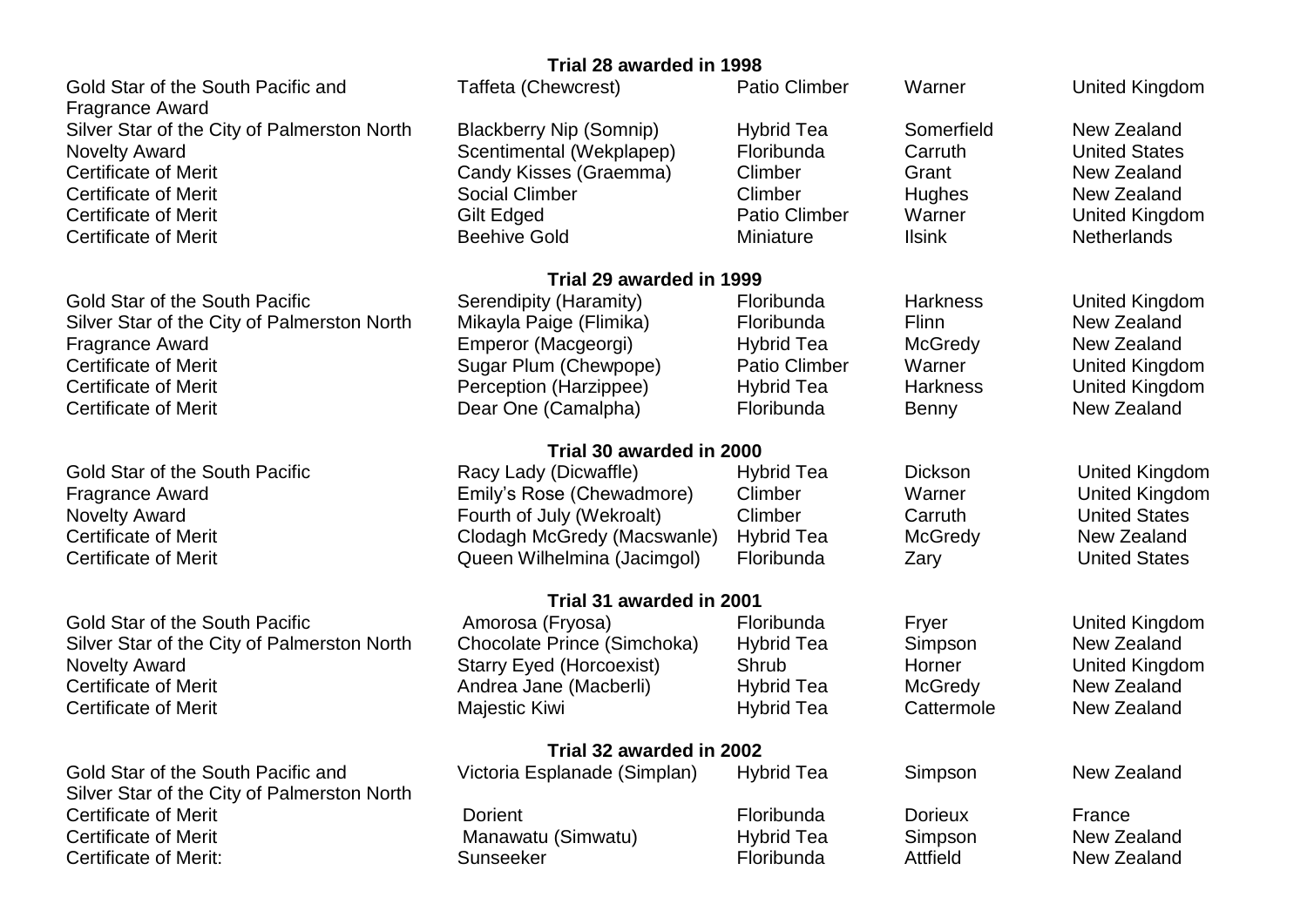### Trial 28 awarded in 1998

| Award | Rose | Type | Breeder | Country |
|---|---|---|---|---|
| Gold Star of the South Pacific and Fragrance Award | Taffeta (Chewcrest) | Patio Climber | Warner | United Kingdom |
| Silver Star of the City of Palmerston North | Blackberry Nip (Somnip) | Hybrid Tea | Somerfield | New Zealand |
| Novelty Award | Scentimental (Wekplapep) | Floribunda | Carruth | United States |
| Certificate of Merit | Candy Kisses (Graemma) | Climber | Grant | New Zealand |
| Certificate of Merit | Social Climber | Climber | Hughes | New Zealand |
| Certificate of Merit | Gilt Edged | Patio Climber | Warner | United Kingdom |
| Certificate of Merit | Beehive Gold | Miniature | Ilsink | Netherlands |

### Trial 29 awarded in 1999

| Award | Rose | Type | Breeder | Country |
|---|---|---|---|---|
| Gold Star of the South Pacific | Serendipity (Haramity) | Floribunda | Harkness | United Kingdom |
| Silver Star of the City of Palmerston North | Mikayla Paige (Flimika) | Floribunda | Flinn | New Zealand |
| Fragrance Award | Emperor (Macgeorgi) | Hybrid Tea | McGredy | New Zealand |
| Certificate of Merit | Sugar Plum (Chewpope) | Patio Climber | Warner | United Kingdom |
| Certificate of Merit | Perception (Harzippee) | Hybrid Tea | Harkness | United Kingdom |
| Certificate of Merit | Dear One (Camalpha) | Floribunda | Benny | New Zealand |

### Trial 30 awarded in 2000

| Award | Rose | Type | Breeder | Country |
|---|---|---|---|---|
| Gold Star of the South Pacific | Racy Lady (Dicwaffle) | Hybrid Tea | Dickson | United Kingdom |
| Fragrance Award | Emily's Rose (Chewadmore) | Climber | Warner | United Kingdom |
| Novelty Award | Fourth of July (Wekroalt) | Climber | Carruth | United States |
| Certificate of Merit | Clodagh McGredy (Macswanle) | Hybrid Tea | McGredy | New Zealand |
| Certificate of Merit | Queen Wilhelmina (Jacimgol) | Floribunda | Zary | United States |

### Trial 31 awarded in 2001

| Award | Rose | Type | Breeder | Country |
|---|---|---|---|---|
| Gold Star of the South Pacific | Amorosa (Fryosa) | Floribunda | Fryer | United Kingdom |
| Silver Star of the City of Palmerston North | Chocolate Prince (Simchoka) | Hybrid Tea | Simpson | New Zealand |
| Novelty Award | Starry Eyed (Horcoexist) | Shrub | Horner | United Kingdom |
| Certificate of Merit | Andrea Jane (Macberli) | Hybrid Tea | McGredy | New Zealand |
| Certificate of Merit | Majestic Kiwi | Hybrid Tea | Cattermole | New Zealand |

### Trial 32 awarded in 2002

| Award | Rose | Type | Breeder | Country |
|---|---|---|---|---|
| Gold Star of the South Pacific and Silver Star of the City of Palmerston North | Victoria Esplanade (Simplan) | Hybrid Tea | Simpson | New Zealand |
| Certificate of Merit | Dorient | Floribunda | Dorieux | France |
| Certificate of Merit | Manawatu (Simwatu) | Hybrid Tea | Simpson | New Zealand |
| Certificate of Merit: | Sunseeker | Floribunda | Attfield | New Zealand |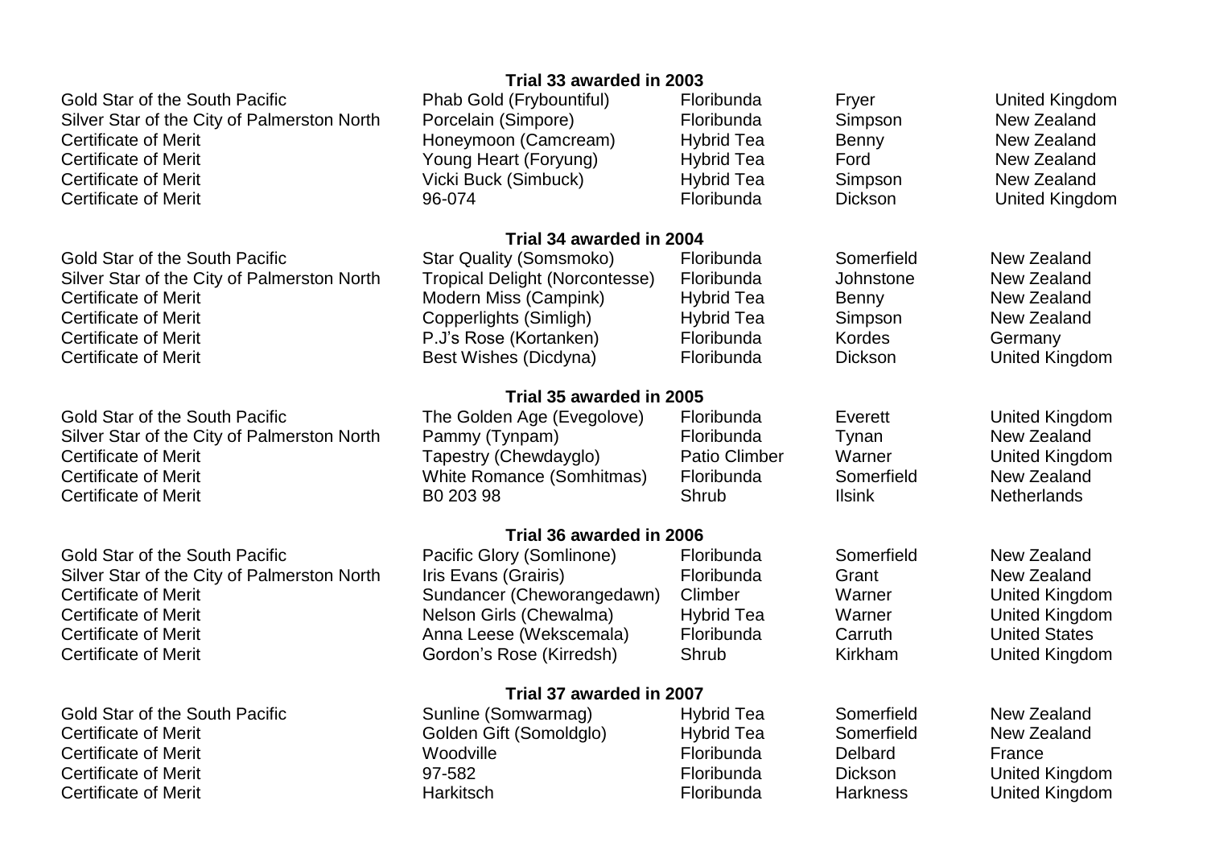**Trial 33 awarded in 2003**

| | | | | |
|---|---|---|---|---|
| Gold Star of the South Pacific | Phab Gold (Frybountiful) | Floribunda | Fryer | United Kingdom |
| Silver Star of the City of Palmerston North | Porcelain (Simpore) | Floribunda | Simpson | New Zealand |
| Certificate of Merit | Honeymoon (Camcream) | Hybrid Tea | Benny | New Zealand |
| Certificate of Merit | Young Heart (Foryung) | Hybrid Tea | Ford | New Zealand |
| Certificate of Merit | Vicki Buck (Simbuck) | Hybrid Tea | Simpson | New Zealand |
| Certificate of Merit | 96-074 | Floribunda | Dickson | United Kingdom |

**Trial 34 awarded in 2004**

| | | | | |
|---|---|---|---|---|
| Gold Star of the South Pacific | Star Quality (Somsmoko) | Floribunda | Somerfield | New Zealand |
| Silver Star of the City of Palmerston North | Tropical Delight (Norcontesse) | Floribunda | Johnstone | New Zealand |
| Certificate of Merit | Modern Miss (Campink) | Hybrid Tea | Benny | New Zealand |
| Certificate of Merit | Copperlights (Simligh) | Hybrid Tea | Simpson | New Zealand |
| Certificate of Merit | P.J's Rose (Kortanken) | Floribunda | Kordes | Germany |
| Certificate of Merit | Best Wishes (Dicdyna) | Floribunda | Dickson | United Kingdom |

**Trial 35 awarded in 2005**

| | | | | |
|---|---|---|---|---|
| Gold Star of the South Pacific | The Golden Age (Evegolove) | Floribunda | Everett | United Kingdom |
| Silver Star of the City of Palmerston North | Pammy (Tynpam) | Floribunda | Tynan | New Zealand |
| Certificate of Merit | Tapestry (Chewdayglo) | Patio Climber | Warner | United Kingdom |
| Certificate of Merit | White Romance (Somhitmas) | Floribunda | Somerfield | New Zealand |
| Certificate of Merit | B0 203 98 | Shrub | Ilsink | Netherlands |

**Trial 36 awarded in 2006**

| | | | | |
|---|---|---|---|---|
| Gold Star of the South Pacific | Pacific Glory (Somlinone) | Floribunda | Somerfield | New Zealand |
| Silver Star of the City of Palmerston North | Iris Evans (Grairis) | Floribunda | Grant | New Zealand |
| Certificate of Merit | Sundancer (Cheworangedawn) | Climber | Warner | United Kingdom |
| Certificate of Merit | Nelson Girls (Chewalma) | Hybrid Tea | Warner | United Kingdom |
| Certificate of Merit | Anna Leese (Wekscemala) | Floribunda | Carruth | United States |
| Certificate of Merit | Gordon's Rose (Kirredsh) | Shrub | Kirkham | United Kingdom |

**Trial 37 awarded in 2007**

| | | | | |
|---|---|---|---|---|
| Gold Star of the South Pacific | Sunline (Somwarmag) | Hybrid Tea | Somerfield | New Zealand |
| Certificate of Merit | Golden Gift (Somoldglo) | Hybrid Tea | Somerfield | New Zealand |
| Certificate of Merit | Woodville | Floribunda | Delbard | France |
| Certificate of Merit | 97-582 | Floribunda | Dickson | United Kingdom |
| Certificate of Merit | Harkitsch | Floribunda | Harkness | United Kingdom |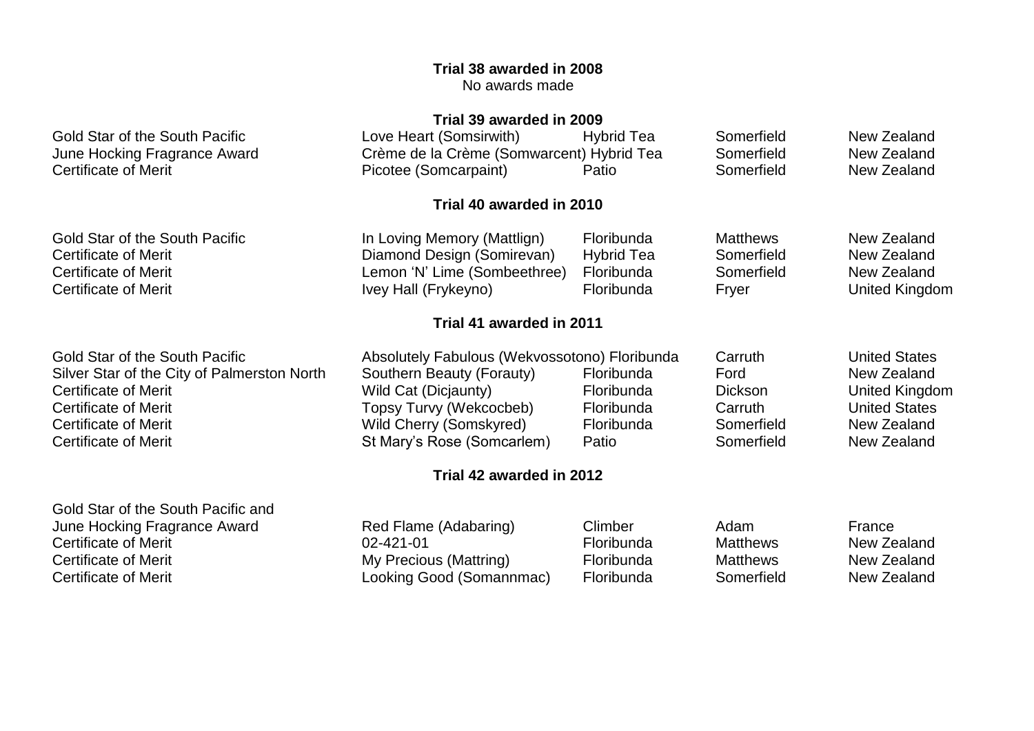**Trial 38 awarded in 2008**

No awards made

**Trial 39 awarded in 2009**

| | | | | |
|---|---|---|---|---|
| Gold Star of the South Pacific | Love Heart (Somsirwith) | Hybrid Tea | Somerfield | New Zealand |
| June Hocking Fragrance Award | Crème de la Crème (Somwarcent) | Hybrid Tea | Somerfield | New Zealand |
| Certificate of Merit | Picotee (Somcarpaint) | Patio | Somerfield | New Zealand |

**Trial 40 awarded in 2010**

| | | | | |
|---|---|---|---|---|
| Gold Star of the South Pacific | In Loving Memory (Mattlign) | Floribunda | Matthews | New Zealand |
| Certificate of Merit | Diamond Design (Somirevan) | Hybrid Tea | Somerfield | New Zealand |
| Certificate of Merit | Lemon 'N' Lime (Sombeethree) | Floribunda | Somerfield | New Zealand |
| Certificate of Merit | Ivey Hall (Frykeyno) | Floribunda | Fryer | United Kingdom |

**Trial 41 awarded in 2011**

| | | | | |
|---|---|---|---|---|
| Gold Star of the South Pacific | Absolutely Fabulous (Wekvossotono) | Floribunda | Carruth | United States |
| Silver Star of the City of Palmerston North | Southern Beauty (Forauty) | Floribunda | Ford | New Zealand |
| Certificate of Merit | Wild Cat (Dicjaunty) | Floribunda | Dickson | United Kingdom |
| Certificate of Merit | Topsy Turvy (Wekcocbeb) | Floribunda | Carruth | United States |
| Certificate of Merit | Wild Cherry (Somskyred) | Floribunda | Somerfield | New Zealand |
| Certificate of Merit | St Mary's Rose (Somcarlem) | Patio | Somerfield | New Zealand |

**Trial 42 awarded in 2012**

| | | | | |
|---|---|---|---|---|
| Gold Star of the South Pacific and June Hocking Fragrance Award | Red Flame (Adabaring) | Climber | Adam | France |
| Certificate of Merit | 02-421-01 | Floribunda | Matthews | New Zealand |
| Certificate of Merit | My Precious (Mattring) | Floribunda | Matthews | New Zealand |
| Certificate of Merit | Looking Good (Somannmac) | Floribunda | Somerfield | New Zealand |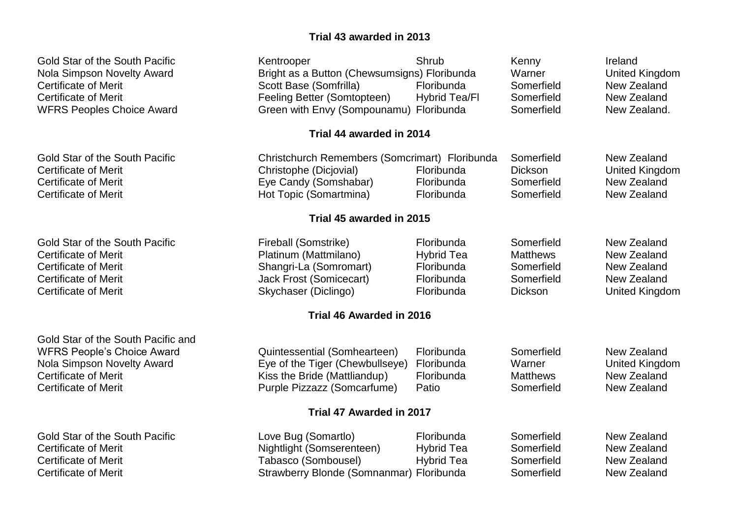**Trial 43 awarded in 2013**

| | | | | |
|---|---|---|---|---|
| Gold Star of the South Pacific | Kentrooper | Shrub | Kenny | Ireland |
| Nola Simpson Novelty Award | Bright as a Button (Chewsumsigns) | Floribunda | Warner | United Kingdom |
| Certificate of Merit | Scott Base (Somfrilla) | Floribunda | Somerfield | New Zealand |
| Certificate of Merit | Feeling Better (Somtopteen) | Hybrid Tea/Fl | Somerfield | New Zealand |
| WFRS Peoples Choice Award | Green with Envy (Sompounamu) | Floribunda | Somerfield | New Zealand. |

**Trial 44 awarded in 2014**

| | | | | |
|---|---|---|---|---|
| Gold Star of the South Pacific | Christchurch Remembers (Somcrimart) | Floribunda | Somerfield | New Zealand |
| Certificate of Merit | Christophe (Dicjovial) | Floribunda | Dickson | United Kingdom |
| Certificate of Merit | Eye Candy (Somshabar) | Floribunda | Somerfield | New Zealand |
| Certificate of Merit | Hot Topic (Somartmina) | Floribunda | Somerfield | New Zealand |

**Trial 45 awarded in 2015**

| | | | | |
|---|---|---|---|---|
| Gold Star of the South Pacific | Fireball (Somstrike) | Floribunda | Somerfield | New Zealand |
| Certificate of Merit | Platinum (Mattmilano) | Hybrid Tea | Matthews | New Zealand |
| Certificate of Merit | Shangri-La (Somromart) | Floribunda | Somerfield | New Zealand |
| Certificate of Merit | Jack Frost (Somicecart) | Floribunda | Somerfield | New Zealand |
| Certificate of Merit | Skychaser (Diclingo) | Floribunda | Dickson | United Kingdom |

**Trial 46 Awarded in 2016**

| | | | | |
|---|---|---|---|---|
| Gold Star of the South Pacific and WFRS People's Choice Award | Quintessential (Somhearteen) | Floribunda | Somerfield | New Zealand |
| Nola Simpson Novelty Award | Eye of the Tiger (Chewbullseye) | Floribunda | Warner | United Kingdom |
| Certificate of Merit | Kiss the Bride (Mattliandup) | Floribunda | Matthews | New Zealand |
| Certificate of Merit | Purple Pizzazz (Somcarfume) | Patio | Somerfield | New Zealand |

**Trial 47 Awarded in 2017**

| | | | | |
|---|---|---|---|---|
| Gold Star of the South Pacific | Love Bug (Somartlo) | Floribunda | Somerfield | New Zealand |
| Certificate of Merit | Nightlight (Somserenteen) | Hybrid Tea | Somerfield | New Zealand |
| Certificate of Merit | Tabasco (Sombousel) | Hybrid Tea | Somerfield | New Zealand |
| Certificate of Merit | Strawberry Blonde (Somnanmar) | Floribunda | Somerfield | New Zealand |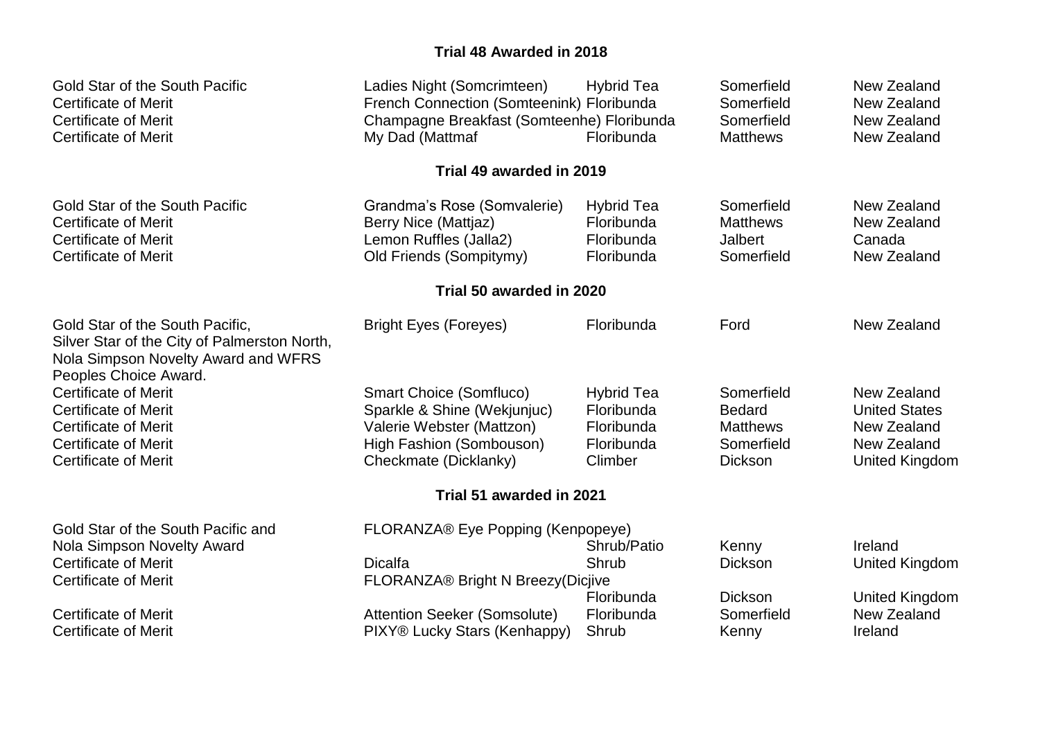**Trial 48 Awarded in 2018**

| | | | | |
|---|---|---|---|---|
| Gold Star of the South Pacific | Ladies Night (Somcrimteen) | Hybrid Tea | Somerfield | New Zealand |
| Certificate of Merit | French Connection (Somteenink) | Floribunda | Somerfield | New Zealand |
| Certificate of Merit | Champagne Breakfast (Somteenhe) | Floribunda | Somerfield | New Zealand |
| Certificate of Merit | My Dad (Mattmaf | Floribunda | Matthews | New Zealand |

**Trial 49 awarded in 2019**

| | | | | |
|---|---|---|---|---|
| Gold Star of the South Pacific | Grandma's Rose (Somvalerie) | Hybrid Tea | Somerfield | New Zealand |
| Certificate of Merit | Berry Nice (Mattjaz) | Floribunda | Matthews | New Zealand |
| Certificate of Merit | Lemon Ruffles (Jalla2) | Floribunda | Jalbert | Canada |
| Certificate of Merit | Old Friends (Sompitymy) | Floribunda | Somerfield | New Zealand |

**Trial 50 awarded in 2020**

| | | | | |
|---|---|---|---|---|
| Gold Star of the South Pacific, Silver Star of the City of Palmerston North, Nola Simpson Novelty Award and WFRS Peoples Choice Award. | Bright Eyes (Foreyes) | Floribunda | Ford | New Zealand |
| Certificate of Merit | Smart Choice (Somfluco) | Hybrid Tea | Somerfield | New Zealand |
| Certificate of Merit | Sparkle & Shine (Wekjunjuc) | Floribunda | Bedard | United States |
| Certificate of Merit | Valerie Webster (Mattzon) | Floribunda | Matthews | New Zealand |
| Certificate of Merit | High Fashion (Sombouson) | Floribunda | Somerfield | New Zealand |
| Certificate of Merit | Checkmate (Dicklanky) | Climber | Dickson | United Kingdom |

**Trial 51 awarded in 2021**

| | | | | |
|---|---|---|---|---|
| Gold Star of the South Pacific and Nola Simpson Novelty Award | FLORANZA® Eye Popping (Kenpopeye) | Shrub/Patio | Kenny | Ireland |
| Certificate of Merit | Dicalfa | Shrub | Dickson | United Kingdom |
| Certificate of Merit | FLORANZA® Bright N Breezy(Dicjive | Floribunda | Dickson | United Kingdom |
| Certificate of Merit | Attention Seeker (Somsolute) | Floribunda | Somerfield | New Zealand |
| Certificate of Merit | PIXY® Lucky Stars (Kenhappy) | Shrub | Kenny | Ireland |